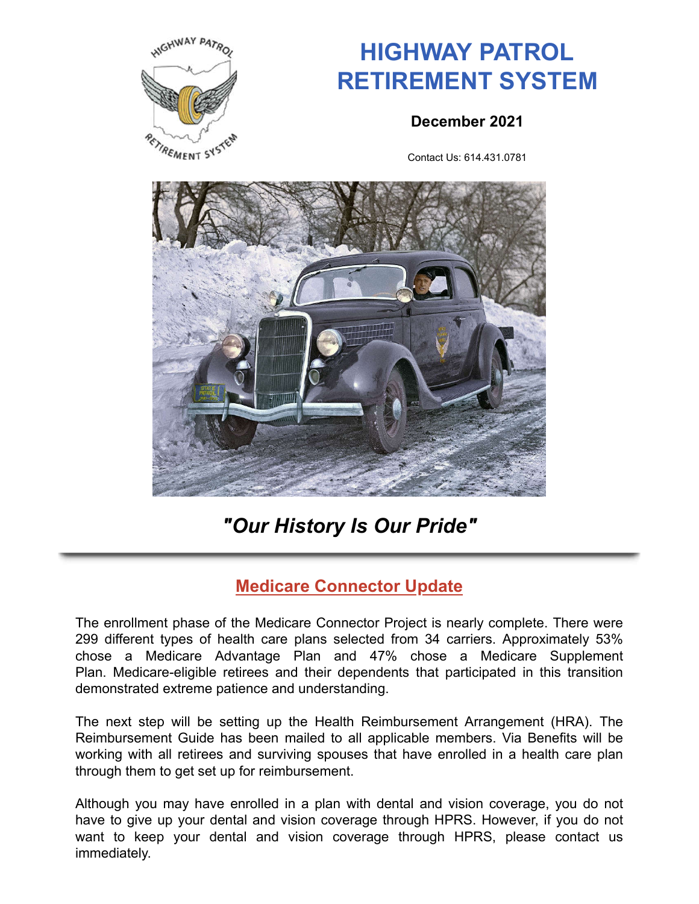# HIGHWAY PATROL RETIREMENT SYSTEM

**December 2021**

Contact Us: 614.431.0781

## *"Our History Is Our Pride"*

---

## Medicare Connector Update

The enrollment phase of the Medicare Connector Project is nearly complete. There were 299 different types of health care plans selected from 34 carriers. Approximately 53% chose a Medicare Advantage Plan and 47% chose a Medicare Supplement Plan. Medicare-eligible retirees and their dependents that participated in this transition demonstrated extreme patience and understanding.

The next step will be setting up the Health Reimbursement Arrangement (HRA). The Reimbursement Guide has been mailed to all applicable members. Via Benefits will be working with all retirees and surviving spouses that have enrolled in a health care plan through them to get set up for reimbursement.

Although you may have enrolled in a plan with dental and vision coverage, you do not have to give up your dental and vision coverage through HPRS. However, if you do not want to keep your dental and vision coverage through HPRS, please contact us immediately.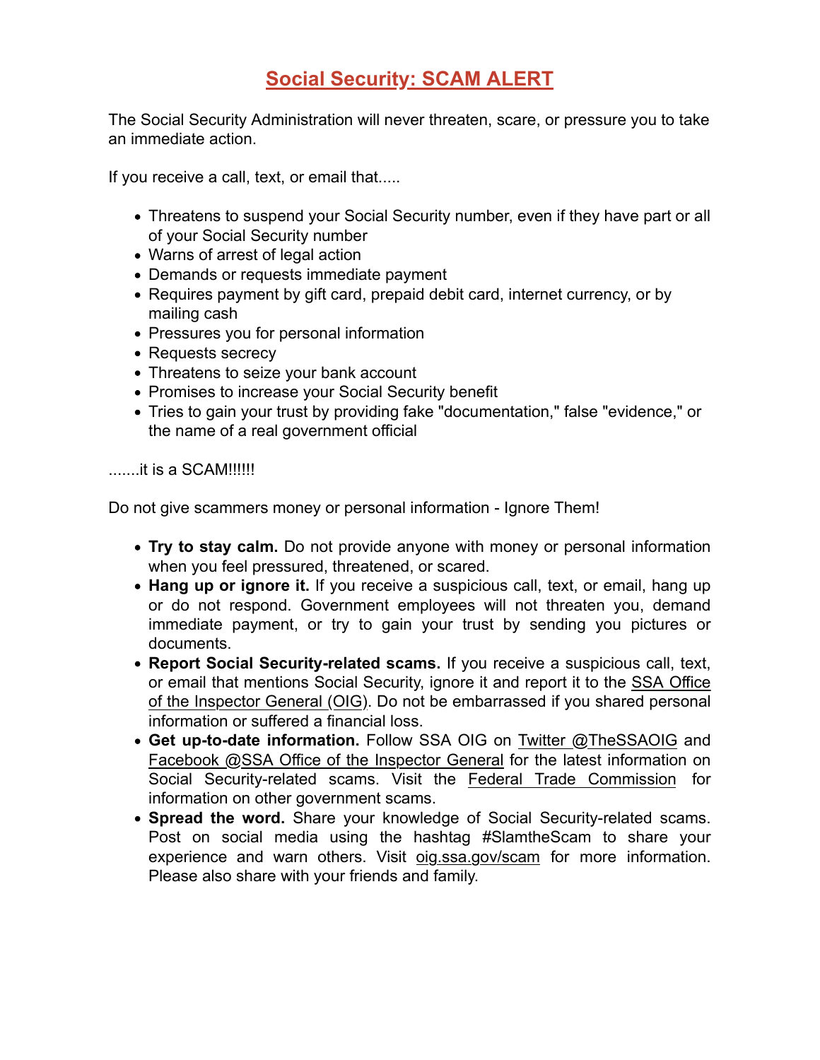# Social Security: SCAM ALERT

The Social Security Administration will never threaten, scare, or pressure you to take an immediate action.

If you receive a call, text, or email that.....

- Threatens to suspend your Social Security number, even if they have part or all of your Social Security number
- Warns of arrest of legal action
- Demands or requests immediate payment
- Requires payment by gift card, prepaid debit card, internet currency, or by mailing cash
- Pressures you for personal information
- Requests secrecy
- Threatens to seize your bank account
- Promises to increase your Social Security benefit
- Tries to gain your trust by providing fake "documentation," false "evidence," or the name of a real government official

.......it is a SCAM!!!!!!

Do not give scammers money or personal information - Ignore Them!

- **Try to stay calm.** Do not provide anyone with money or personal information when you feel pressured, threatened, or scared.
- **Hang up or ignore it.** If you receive a suspicious call, text, or email, hang up or do not respond. Government employees will not threaten you, demand immediate payment, or try to gain your trust by sending you pictures or documents.
- **Report Social Security-related scams.** If you receive a suspicious call, text, or email that mentions Social Security, ignore it and report it to the SSA Office of the Inspector General (OIG). Do not be embarrassed if you shared personal information or suffered a financial loss.
- **Get up-to-date information.** Follow SSA OIG on Twitter @TheSSAOIG and Facebook @SSA Office of the Inspector General for the latest information on Social Security-related scams. Visit the Federal Trade Commission for information on other government scams.
- **Spread the word.** Share your knowledge of Social Security-related scams. Post on social media using the hashtag #SlamtheScam to share your experience and warn others. Visit oig.ssa.gov/scam for more information. Please also share with your friends and family.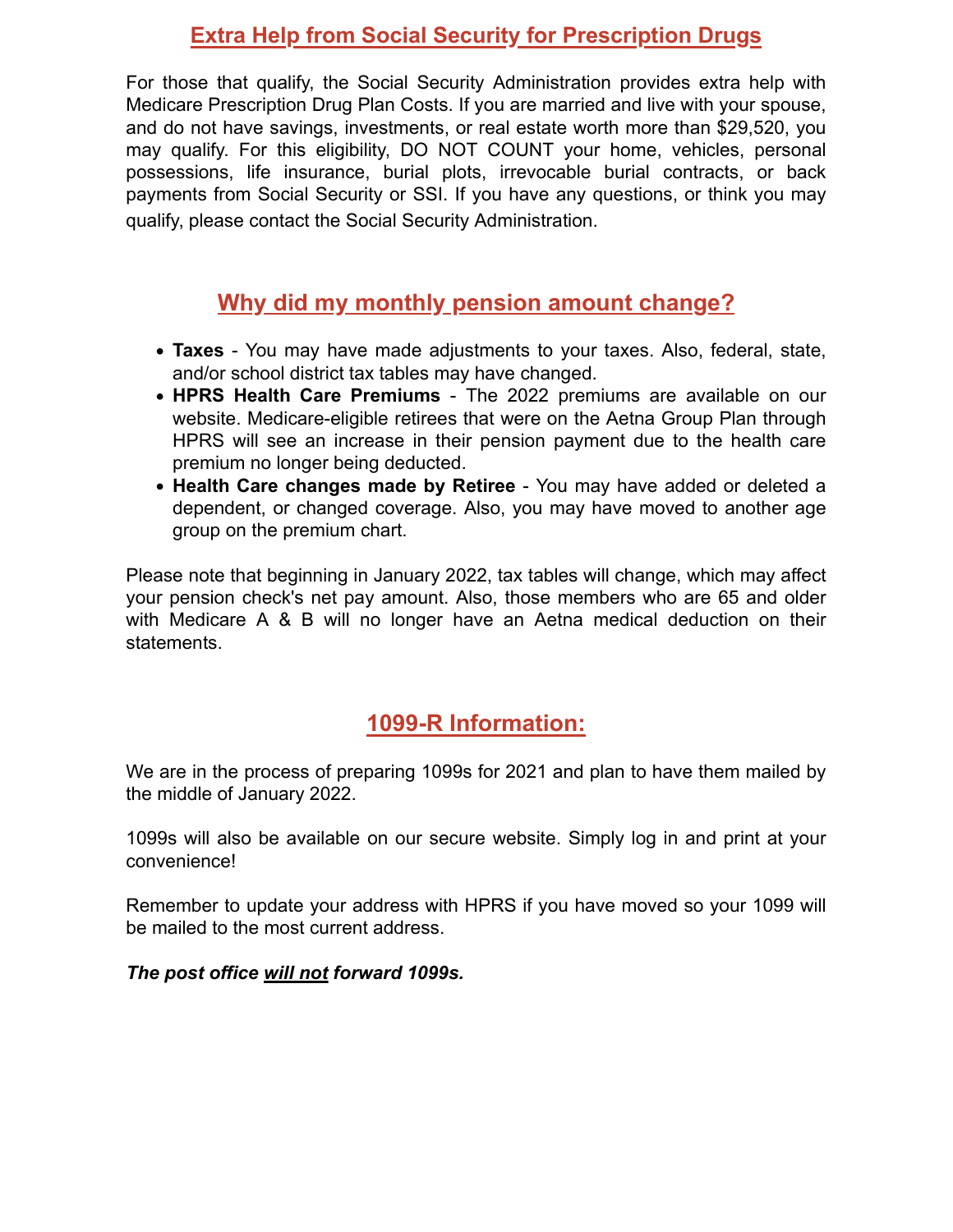## Extra Help from Social Security for Prescription Drugs

For those that qualify, the Social Security Administration provides extra help with Medicare Prescription Drug Plan Costs. If you are married and live with your spouse, and do not have savings, investments, or real estate worth more than $29,520, you may qualify. For this eligibility, DO NOT COUNT your home, vehicles, personal possessions, life insurance, burial plots, irrevocable burial contracts, or back payments from Social Security or SSI. If you have any questions, or think you may qualify, please contact the Social Security Administration.

## Why did my monthly pension amount change?

- **Taxes** - You may have made adjustments to your taxes. Also, federal, state, and/or school district tax tables may have changed.
- **HPRS Health Care Premiums** - The 2022 premiums are available on our website. Medicare-eligible retirees that were on the Aetna Group Plan through HPRS will see an increase in their pension payment due to the health care premium no longer being deducted.
- **Health Care changes made by Retiree** - You may have added or deleted a dependent, or changed coverage. Also, you may have moved to another age group on the premium chart.

Please note that beginning in January 2022, tax tables will change, which may affect your pension check's net pay amount. Also, those members who are 65 and older with Medicare A & B will no longer have an Aetna medical deduction on their statements.

## 1099-R Information:

We are in the process of preparing 1099s for 2021 and plan to have them mailed by the middle of January 2022.

1099s will also be available on our secure website. Simply log in and print at your convenience!

Remember to update your address with HPRS if you have moved so your 1099 will be mailed to the most current address.

***The post office <u>will not</u> forward 1099s.***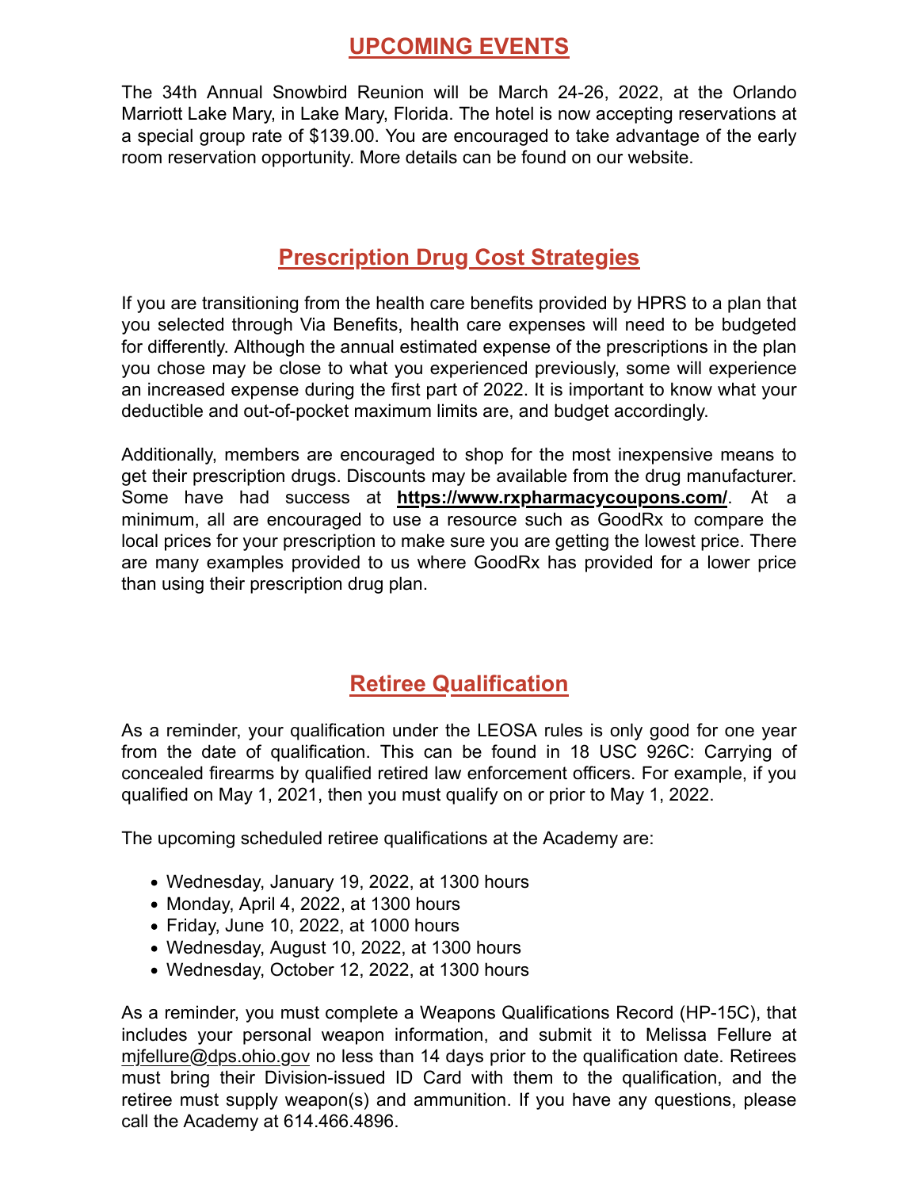## UPCOMING EVENTS

The 34th Annual Snowbird Reunion will be March 24-26, 2022, at the Orlando Marriott Lake Mary, in Lake Mary, Florida. The hotel is now accepting reservations at a special group rate of $139.00. You are encouraged to take advantage of the early room reservation opportunity. More details can be found on our website.

## Prescription Drug Cost Strategies

If you are transitioning from the health care benefits provided by HPRS to a plan that you selected through Via Benefits, health care expenses will need to be budgeted for differently. Although the annual estimated expense of the prescriptions in the plan you chose may be close to what you experienced previously, some will experience an increased expense during the first part of 2022. It is important to know what your deductible and out-of-pocket maximum limits are, and budget accordingly.

Additionally, members are encouraged to shop for the most inexpensive means to get their prescription drugs. Discounts may be available from the drug manufacturer. Some have had success at **https://www.rxpharmacycoupons.com/**. At a minimum, all are encouraged to use a resource such as GoodRx to compare the local prices for your prescription to make sure you are getting the lowest price. There are many examples provided to us where GoodRx has provided for a lower price than using their prescription drug plan.

## Retiree Qualification

As a reminder, your qualification under the LEOSA rules is only good for one year from the date of qualification. This can be found in 18 USC 926C: Carrying of concealed firearms by qualified retired law enforcement officers. For example, if you qualified on May 1, 2021, then you must qualify on or prior to May 1, 2022.

The upcoming scheduled retiree qualifications at the Academy are:

- Wednesday, January 19, 2022, at 1300 hours
- Monday, April 4, 2022, at 1300 hours
- Friday, June 10, 2022, at 1000 hours
- Wednesday, August 10, 2022, at 1300 hours
- Wednesday, October 12, 2022, at 1300 hours

As a reminder, you must complete a Weapons Qualifications Record (HP-15C), that includes your personal weapon information, and submit it to Melissa Fellure at mjfellure@dps.ohio.gov no less than 14 days prior to the qualification date. Retirees must bring their Division-issued ID Card with them to the qualification, and the retiree must supply weapon(s) and ammunition. If you have any questions, please call the Academy at 614.466.4896.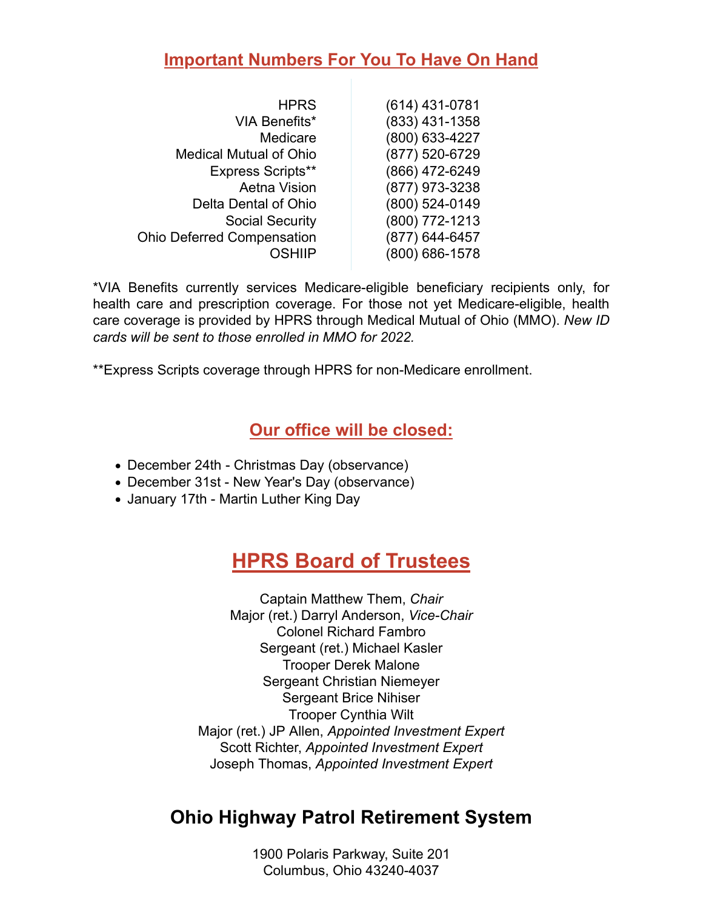## Important Numbers For You To Have On Hand

| | |
|---|---|
| HPRS | (614) 431-0781 |
| VIA Benefits* | (833) 431-1358 |
| Medicare | (800) 633-4227 |
| Medical Mutual of Ohio | (877) 520-6729 |
| Express Scripts** | (866) 472-6249 |
| Aetna Vision | (877) 973-3238 |
| Delta Dental of Ohio | (800) 524-0149 |
| Social Security | (800) 772-1213 |
| Ohio Deferred Compensation | (877) 644-6457 |
| OSHIIP | (800) 686-1578 |

*VIA Benefits currently services Medicare-eligible beneficiary recipients only, for health care and prescription coverage. For those not yet Medicare-eligible, health care coverage is provided by HPRS through Medical Mutual of Ohio (MMO). *New ID cards will be sent to those enrolled in MMO for 2022.*

**Express Scripts coverage through HPRS for non-Medicare enrollment.

## Our office will be closed:

- December 24th - Christmas Day (observance)
- December 31st - New Year's Day (observance)
- January 17th - Martin Luther King Day

## HPRS Board of Trustees

Captain Matthew Them, *Chair*
Major (ret.) Darryl Anderson, *Vice-Chair*
Colonel Richard Fambro
Sergeant (ret.) Michael Kasler
Trooper Derek Malone
Sergeant Christian Niemeyer
Sergeant Brice Nihiser
Trooper Cynthia Wilt
Major (ret.) JP Allen, *Appointed Investment Expert*
Scott Richter, *Appointed Investment Expert*
Joseph Thomas, *Appointed Investment Expert*

## Ohio Highway Patrol Retirement System

1900 Polaris Parkway, Suite 201
Columbus, Ohio 43240-4037